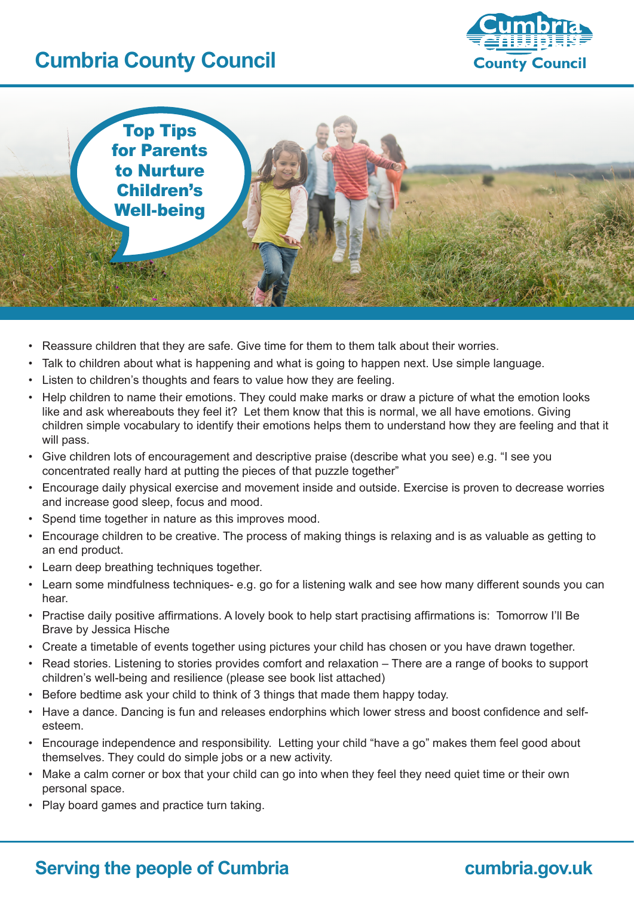# Cumbria County Council

## Top Tips for Parents to Nurture Children's Well-being

- Reassure children that they are safe. Give time for them to them talk about their worries.
- Talk to children about what is happening and what is going to happen next. Use simple language.
- Listen to children's thoughts and fears to value how they are feeling.
- Help children to name their emotions. They could make marks or draw a picture of what the emotion looks like and ask whereabouts they feel it? Let them know that this is normal, we all have emotions. Giving children simple vocabulary to identify their emotions helps them to understand how they are feeling and that it will pass.
- Give children lots of encouragement and descriptive praise (describe what you see) e.g. "I see you concentrated really hard at putting the pieces of that puzzle together"
- Encourage daily physical exercise and movement inside and outside. Exercise is proven to decrease worries and increase good sleep, focus and mood.
- Spend time together in nature as this improves mood.
- Encourage children to be creative. The process of making things is relaxing and is as valuable as getting to an end product.
- Learn deep breathing techniques together.
- Learn some mindfulness techniques- e.g. go for a listening walk and see how many different sounds you can hear.
- Practise daily positive affirmations. A lovely book to help start practising affirmations is: Tomorrow I'll Be Brave by Jessica Hische
- Create a timetable of events together using pictures your child has chosen or you have drawn together.
- Read stories. Listening to stories provides comfort and relaxation – There are a range of books to support children's well-being and resilience (please see book list attached)
- Before bedtime ask your child to think of 3 things that made them happy today.
- Have a dance. Dancing is fun and releases endorphins which lower stress and boost confidence and self-esteem.
- Encourage independence and responsibility. Letting your child "have a go" makes them feel good about themselves. They could do simple jobs or a new activity.
- Make a calm corner or box that your child can go into when they feel they need quiet time or their own personal space.
- Play board games and practice turn taking.

Serving the people of Cumbria

cumbria.gov.uk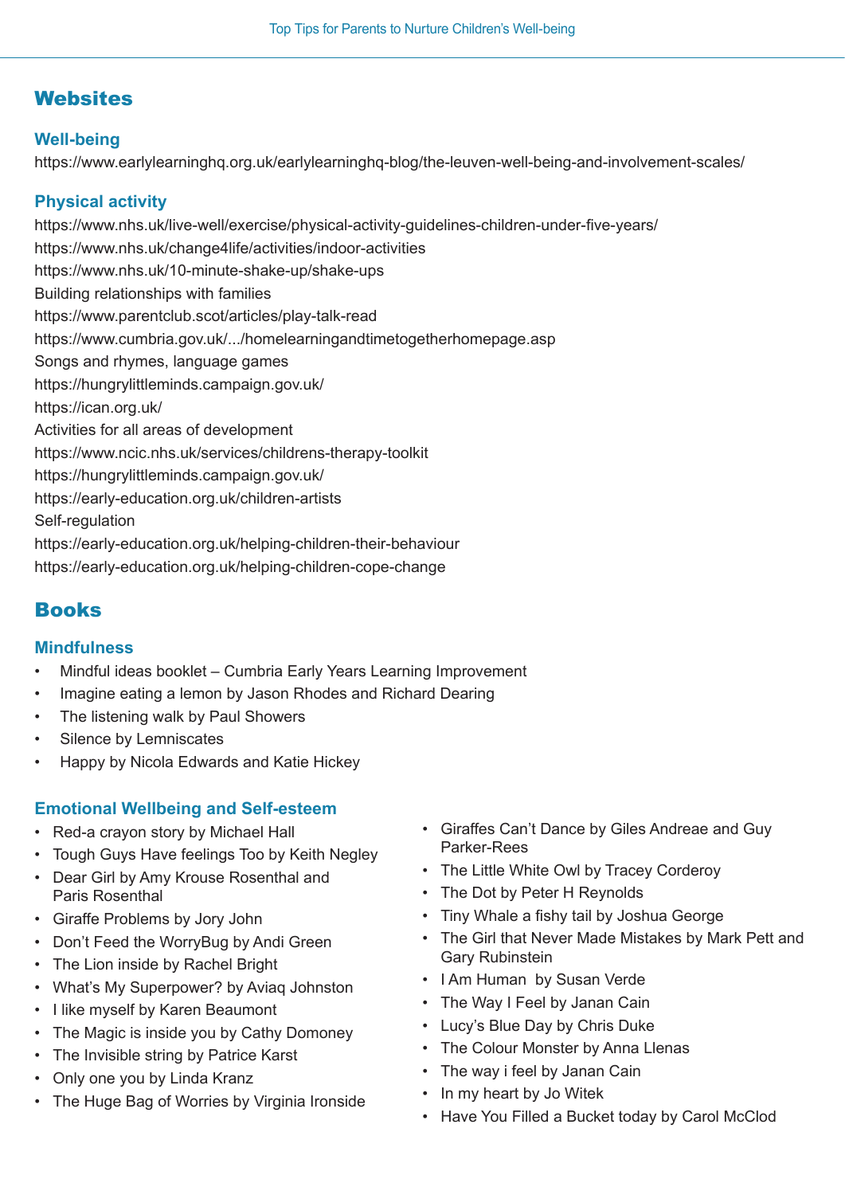## Websites

### Well-being

https://www.earlylearninghq.org.uk/earlylearninghq-blog/the-leuven-well-being-and-involvement-scales/

### Physical activity

https://www.nhs.uk/live-well/exercise/physical-activity-guidelines-children-under-five-years/
https://www.nhs.uk/change4life/activities/indoor-activities
https://www.nhs.uk/10-minute-shake-up/shake-ups
Building relationships with families
https://www.parentclub.scot/articles/play-talk-read
https://www.cumbria.gov.uk/.../homelearningandtimetogetherhomepage.asp
Songs and rhymes, language games
https://hungrylittleminds.campaign.gov.uk/
https://ican.org.uk/
Activities for all areas of development
https://www.ncic.nhs.uk/services/childrens-therapy-toolkit
https://hungrylittleminds.campaign.gov.uk/
https://early-education.org.uk/children-artists
Self-regulation
https://early-education.org.uk/helping-children-their-behaviour
https://early-education.org.uk/helping-children-cope-change

## Books

### Mindfulness

- Mindful ideas booklet – Cumbria Early Years Learning Improvement
- Imagine eating a lemon by Jason Rhodes and Richard Dearing
- The listening walk by Paul Showers
- Silence by Lemniscates
- Happy by Nicola Edwards and Katie Hickey

### Emotional Wellbeing and Self-esteem

- Red-a crayon story by Michael Hall
- Tough Guys Have feelings Too by Keith Negley
- Dear Girl by Amy Krouse Rosenthal and Paris Rosenthal
- Giraffe Problems by Jory John
- Don't Feed the WorryBug by Andi Green
- The Lion inside by Rachel Bright
- What's My Superpower? by Aviaq Johnston
- I like myself by Karen Beaumont
- The Magic is inside you by Cathy Domoney
- The Invisible string by Patrice Karst
- Only one you by Linda Kranz
- The Huge Bag of Worries by Virginia Ironside
- Giraffes Can't Dance by Giles Andreae and Guy Parker-Rees
- The Little White Owl by Tracey Corderoy
- The Dot by Peter H Reynolds
- Tiny Whale a fishy tail by Joshua George
- The Girl that Never Made Mistakes by Mark Pett and Gary Rubinstein
- I Am Human by Susan Verde
- The Way I Feel by Janan Cain
- Lucy's Blue Day by Chris Duke
- The Colour Monster by Anna Llenas
- The way i feel by Janan Cain
- In my heart by Jo Witek
- Have You Filled a Bucket today by Carol McClod